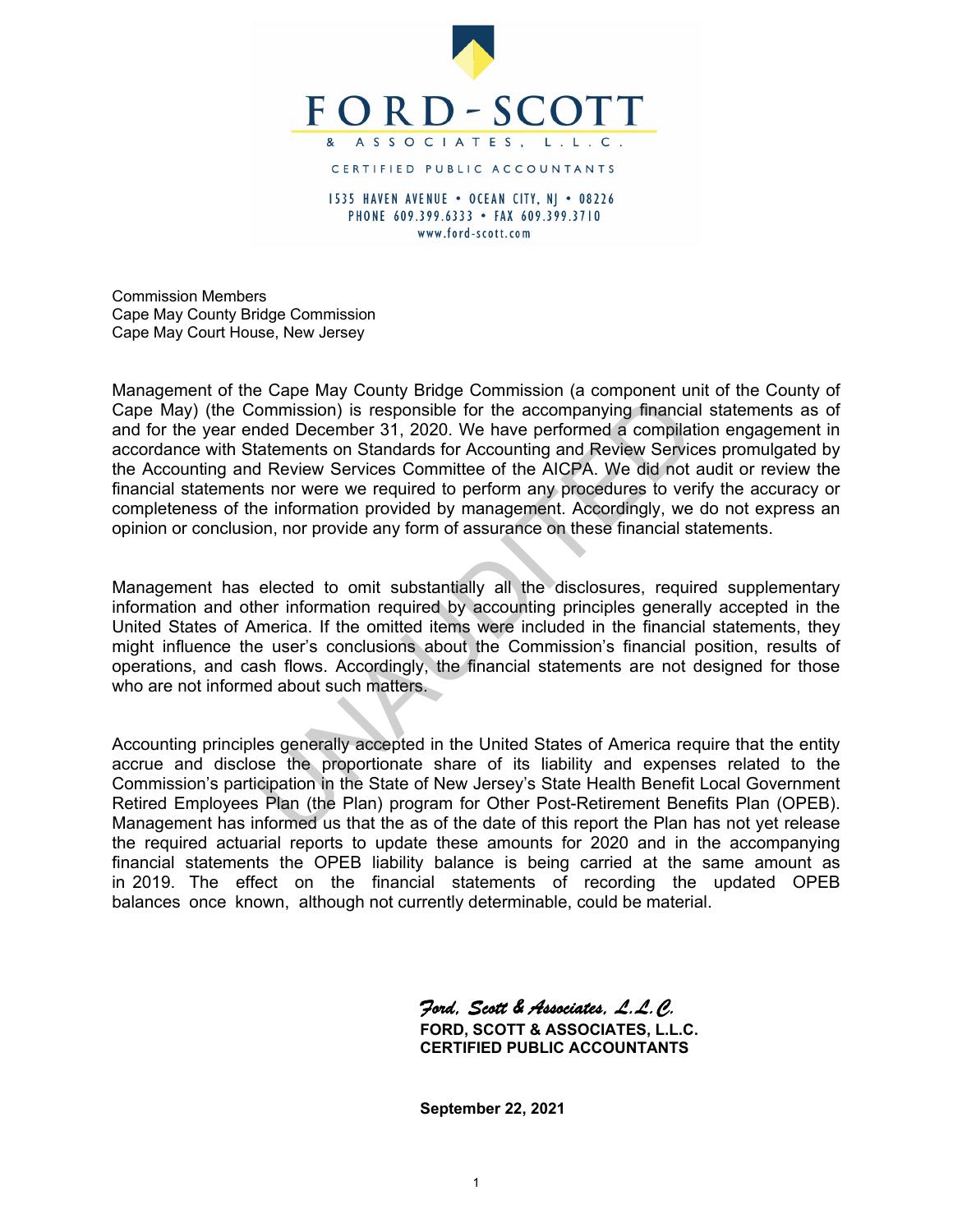# FORD - SCOTT

& ASSOCIATES, L.L.C.

CERTIFIED PUBLIC ACCOUNTANTS

1535 HAVEN AVENUE • OCEAN CITY, NJ • 08226
PHONE 609.399.6333 • FAX 609.399.3710
www.ford-scott.com

Commission Members
Cape May County Bridge Commission
Cape May Court House, New Jersey

Management of the Cape May County Bridge Commission (a component unit of the County of Cape May) (the Commission) is responsible for the accompanying financial statements as of and for the year ended December 31, 2020. We have performed a compilation engagement in accordance with Statements on Standards for Accounting and Review Services promulgated by the Accounting and Review Services Committee of the AICPA. We did not audit or review the financial statements nor were we required to perform any procedures to verify the accuracy or completeness of the information provided by management. Accordingly, we do not express an opinion or conclusion, nor provide any form of assurance on these financial statements.

Management has elected to omit substantially all the disclosures, required supplementary information and other information required by accounting principles generally accepted in the United States of America. If the omitted items were included in the financial statements, they might influence the user's conclusions about the Commission's financial position, results of operations, and cash flows. Accordingly, the financial statements are not designed for those who are not informed about such matters.

Accounting principles generally accepted in the United States of America require that the entity accrue and disclose the proportionate share of its liability and expenses related to the Commission's participation in the State of New Jersey's State Health Benefit Local Government Retired Employees Plan (the Plan) program for Other Post-Retirement Benefits Plan (OPEB). Management has informed us that the as of the date of this report the Plan has not yet release the required actuarial reports to update these amounts for 2020 and in the accompanying financial statements the OPEB liability balance is being carried at the same amount as in 2019. The effect on the financial statements of recording the updated OPEB balances once known, although not currently determinable, could be material.

*Ford, Scott & Associates, L.L.C.*
**FORD, SCOTT & ASSOCIATES, L.L.C.**
**CERTIFIED PUBLIC ACCOUNTANTS**

**September 22, 2021**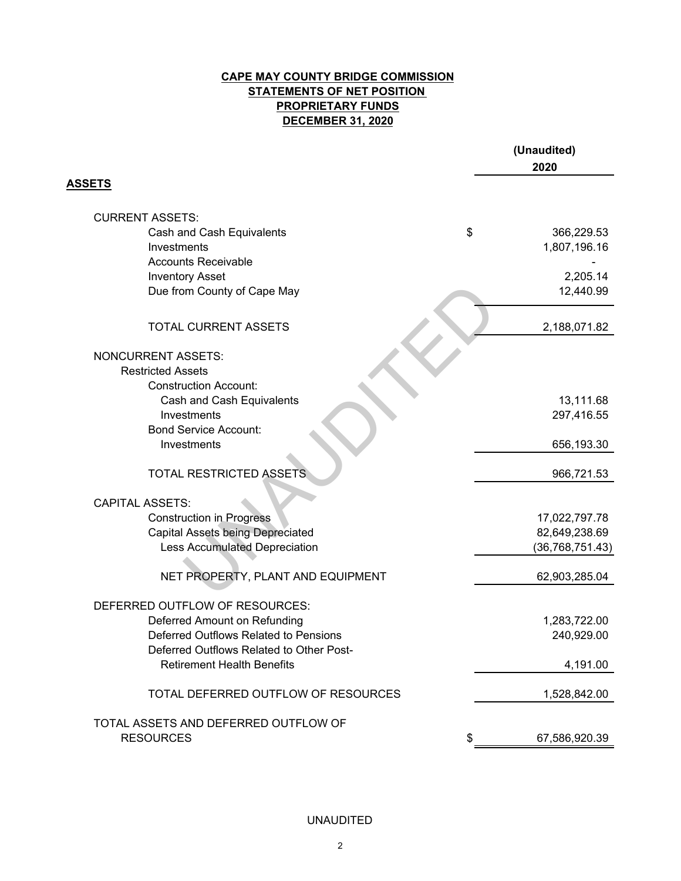**CAPE MAY COUNTY BRIDGE COMMISSION**
**STATEMENTS OF NET POSITION**
**PROPRIETARY FUNDS**
**DECEMBER 31, 2020**

| | (Unaudited) 2020 |
|---|---|
| **ASSETS** | |
| CURRENT ASSETS: | |
| Cash and Cash Equivalents | $ 366,229.53 |
| Investments | 1,807,196.16 |
| Accounts Receivable | - |
| Inventory Asset | 2,205.14 |
| Due from County of Cape May | 12,440.99 |
| TOTAL CURRENT ASSETS | 2,188,071.82 |
| NONCURRENT ASSETS: | |
| Restricted Assets | |
| Construction Account: | |
| Cash and Cash Equivalents | 13,111.68 |
| Investments | 297,416.55 |
| Bond Service Account: | |
| Investments | 656,193.30 |
| TOTAL RESTRICTED ASSETS | 966,721.53 |
| CAPITAL ASSETS: | |
| Construction in Progress | 17,022,797.78 |
| Capital Assets being Depreciated | 82,649,238.69 |
| Less Accumulated Depreciation | (36,768,751.43) |
| NET PROPERTY, PLANT AND EQUIPMENT | 62,903,285.04 |
| DEFERRED OUTFLOW OF RESOURCES: | |
| Deferred Amount on Refunding | 1,283,722.00 |
| Deferred Outflows Related to Pensions | 240,929.00 |
| Deferred Outflows Related to Other Post-Retirement Health Benefits | 4,191.00 |
| TOTAL DEFERRED OUTFLOW OF RESOURCES | 1,528,842.00 |
| TOTAL ASSETS AND DEFERRED OUTFLOW OF RESOURCES | $ 67,586,920.39 |

UNAUDITED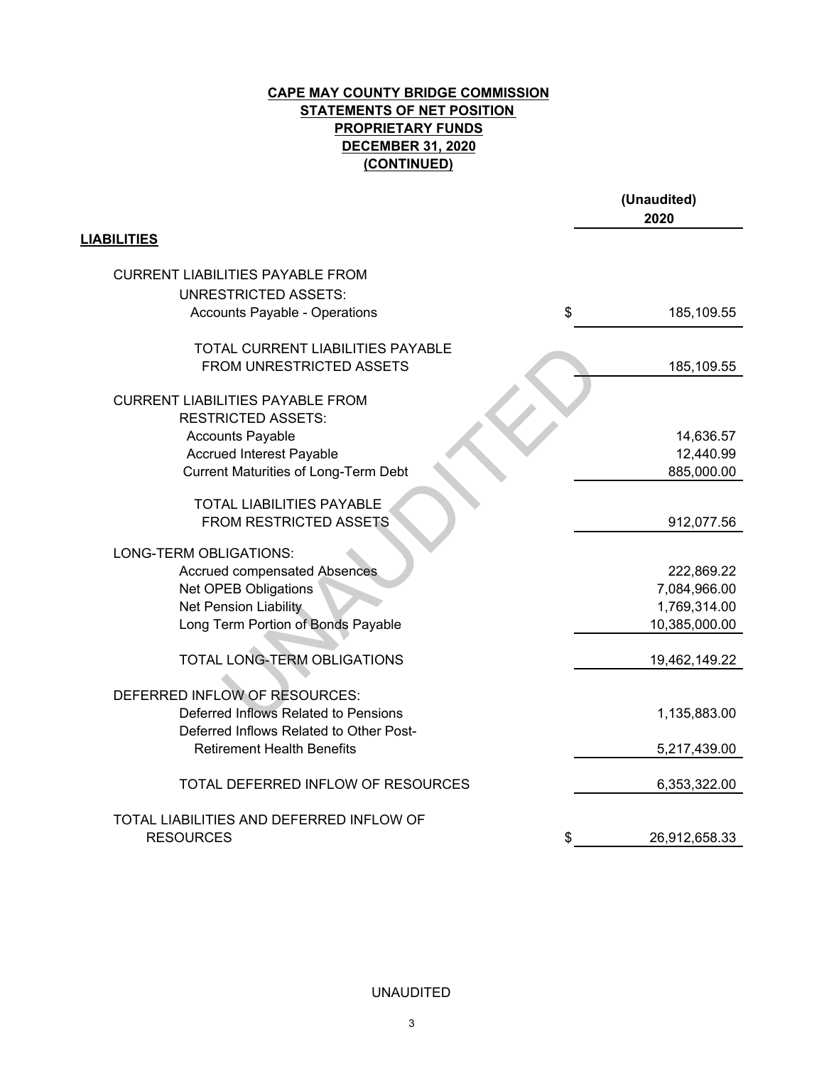**CAPE MAY COUNTY BRIDGE COMMISSION**
**STATEMENTS OF NET POSITION**
**PROPRIETARY FUNDS**
**DECEMBER 31, 2020**
**(CONTINUED)**

| | | (Unaudited) 2020 |
|---|---|---|
| **LIABILITIES** | | |
| CURRENT LIABILITIES PAYABLE FROM UNRESTRICTED ASSETS: | | |
| Accounts Payable - Operations | $ | 185,109.55 |
| TOTAL CURRENT LIABILITIES PAYABLE FROM UNRESTRICTED ASSETS | | 185,109.55 |
| CURRENT LIABILITIES PAYABLE FROM RESTRICTED ASSETS: | | |
| Accounts Payable | | 14,636.57 |
| Accrued Interest Payable | | 12,440.99 |
| Current Maturities of Long-Term Debt | | 885,000.00 |
| TOTAL LIABILITIES PAYABLE FROM RESTRICTED ASSETS | | 912,077.56 |
| LONG-TERM OBLIGATIONS: | | |
| Accrued compensated Absences | | 222,869.22 |
| Net OPEB Obligations | | 7,084,966.00 |
| Net Pension Liability | | 1,769,314.00 |
| Long Term Portion of Bonds Payable | | 10,385,000.00 |
| TOTAL LONG-TERM OBLIGATIONS | | 19,462,149.22 |
| DEFERRED INFLOW OF RESOURCES: | | |
| Deferred Inflows Related to Pensions | | 1,135,883.00 |
| Deferred Inflows Related to Other Post-Retirement Health Benefits | | 5,217,439.00 |
| TOTAL DEFERRED INFLOW OF RESOURCES | | 6,353,322.00 |
| TOTAL LIABILITIES AND DEFERRED INFLOW OF RESOURCES | $ | 26,912,658.33 |

UNAUDITED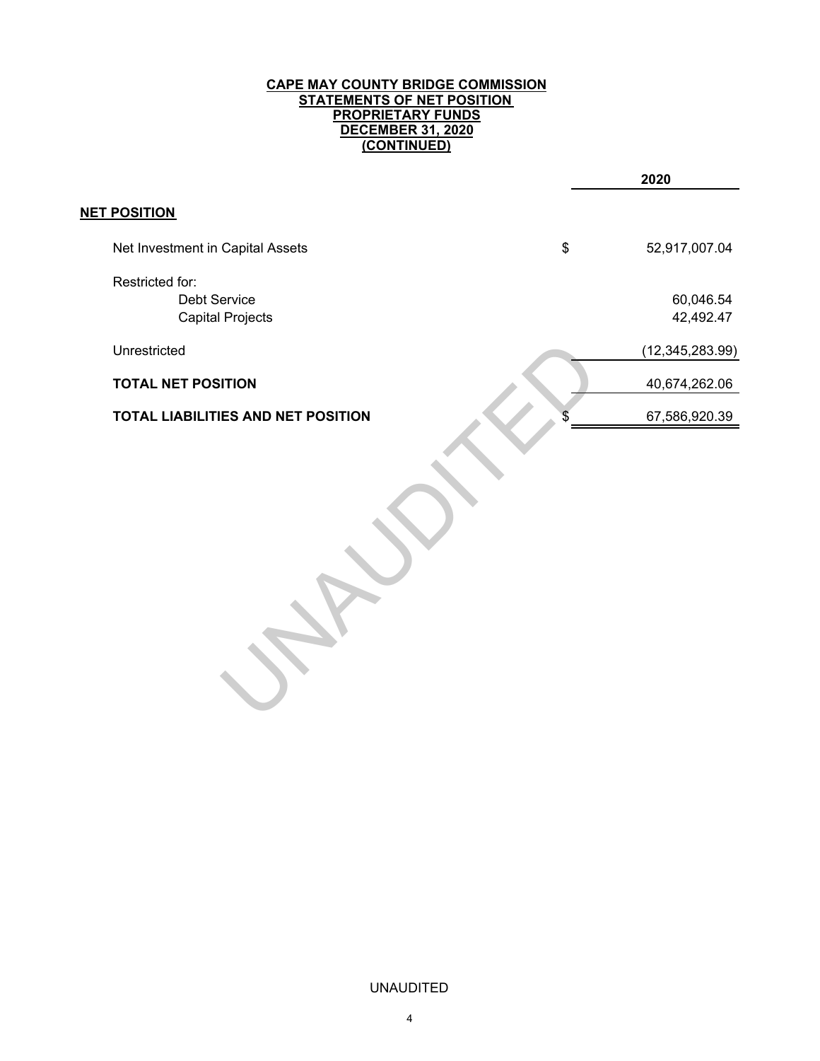**CAPE MAY COUNTY BRIDGE COMMISSION**
**STATEMENTS OF NET POSITION**
**PROPRIETARY FUNDS**
**DECEMBER 31, 2020**
**(CONTINUED)**

| | | 2020 |
|---|---|---|
| **NET POSITION** | | |
| Net Investment in Capital Assets | $ | 52,917,007.04 |
| Restricted for: | | |
| Debt Service | | 60,046.54 |
| Capital Projects | | 42,492.47 |
| Unrestricted | | (12,345,283.99) |
| **TOTAL NET POSITION** | | 40,674,262.06 |
| **TOTAL LIABILITIES AND NET POSITION** | $ | 67,586,920.39 |

UNAUDITED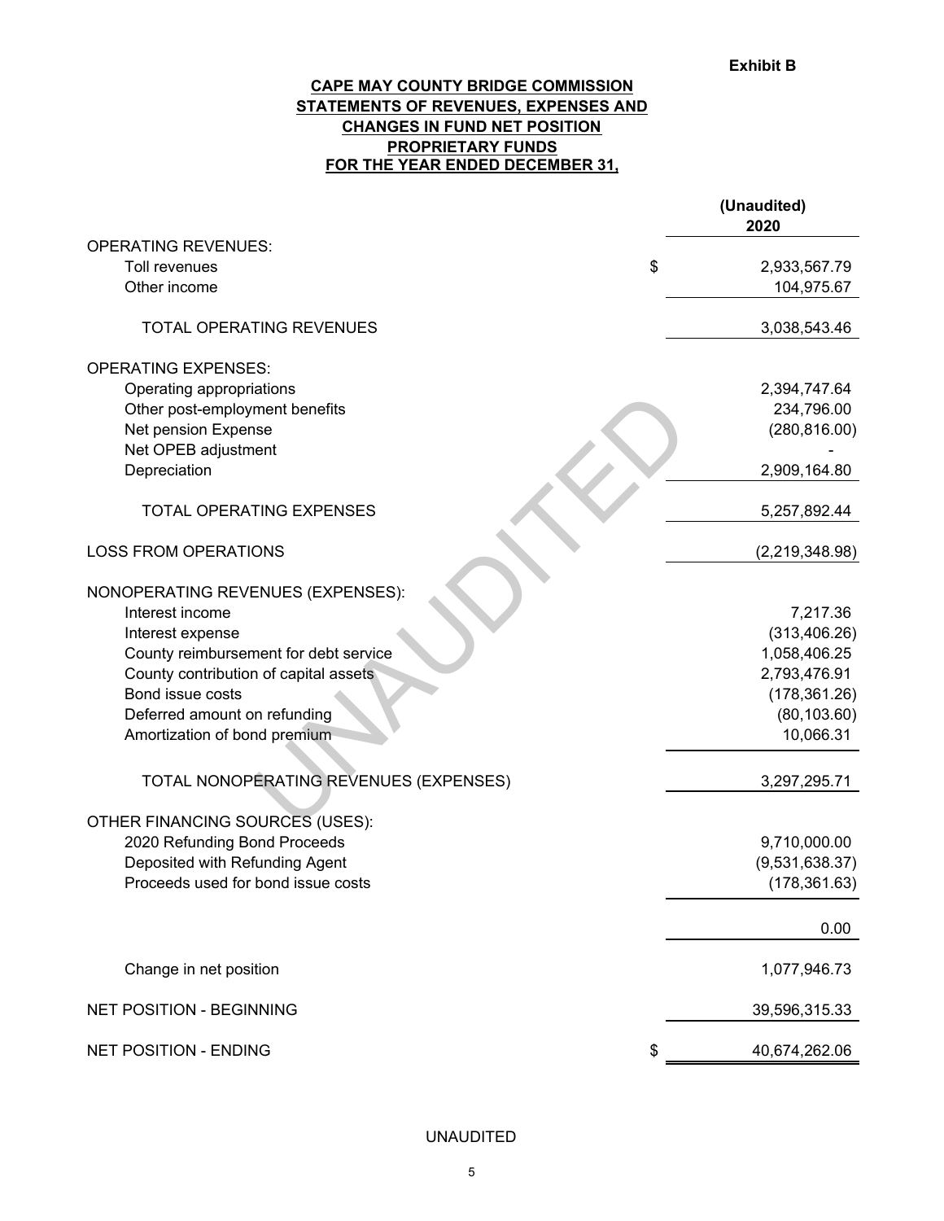**Exhibit B**

**CAPE MAY COUNTY BRIDGE COMMISSION**
**STATEMENTS OF REVENUES, EXPENSES AND**
**CHANGES IN FUND NET POSITION**
**PROPRIETARY FUNDS**
**FOR THE YEAR ENDED DECEMBER 31,**

| | | (Unaudited) 2020 |
|---|---|---|
| OPERATING REVENUES: | | |
| Toll revenues | $ | 2,933,567.79 |
| Other income | | 104,975.67 |
| TOTAL OPERATING REVENUES | | 3,038,543.46 |
| OPERATING EXPENSES: | | |
| Operating appropriations | | 2,394,747.64 |
| Other post-employment benefits | | 234,796.00 |
| Net pension Expense | | (280,816.00) |
| Net OPEB adjustment | | - |
| Depreciation | | 2,909,164.80 |
| TOTAL OPERATING EXPENSES | | 5,257,892.44 |
| LOSS FROM OPERATIONS | | (2,219,348.98) |
| NONOPERATING REVENUES (EXPENSES): | | |
| Interest income | | 7,217.36 |
| Interest expense | | (313,406.26) |
| County reimbursement for debt service | | 1,058,406.25 |
| County contribution of capital assets | | 2,793,476.91 |
| Bond issue costs | | (178,361.26) |
| Deferred amount on refunding | | (80,103.60) |
| Amortization of bond premium | | 10,066.31 |
| TOTAL NONOPERATING REVENUES (EXPENSES) | | 3,297,295.71 |
| OTHER FINANCING SOURCES (USES): | | |
| 2020 Refunding Bond Proceeds | | 9,710,000.00 |
| Deposited with Refunding Agent | | (9,531,638.37) |
| Proceeds used for bond issue costs | | (178,361.63) |
| | | 0.00 |
| Change in net position | | 1,077,946.73 |
| NET POSITION - BEGINNING | | 39,596,315.33 |
| NET POSITION - ENDING | $ | 40,674,262.06 |

UNAUDITED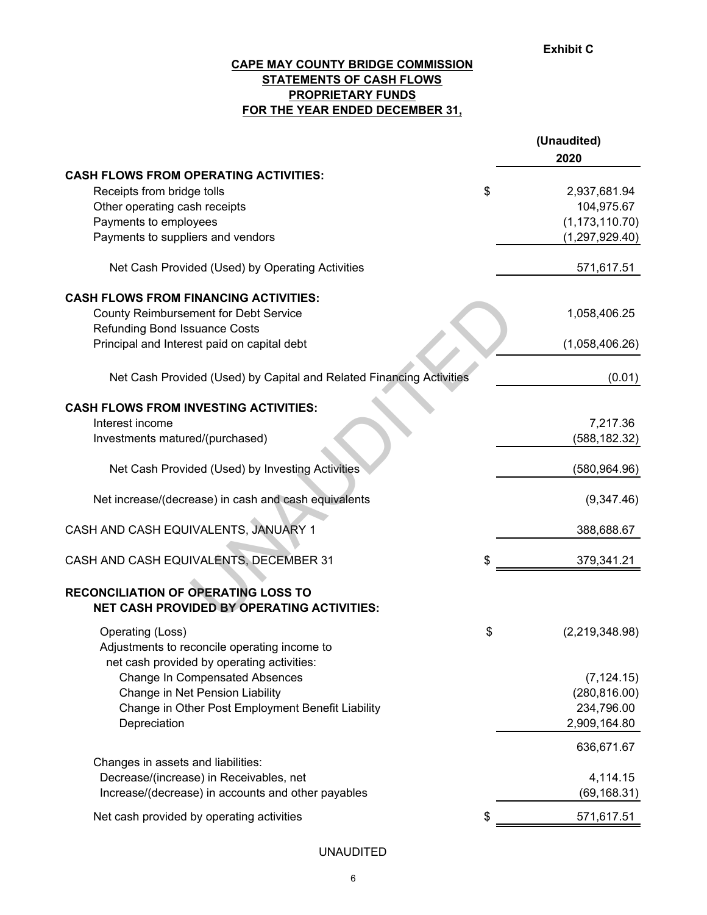Exhibit C

# CAPE MAY COUNTY BRIDGE COMMISSION
## STATEMENTS OF CASH FLOWS
## PROPRIETARY FUNDS
## FOR THE YEAR ENDED DECEMBER 31,

| | | (Unaudited) 2020 |
|---|---|---|
| **CASH FLOWS FROM OPERATING ACTIVITIES:** | | |
| Receipts from bridge tolls | $ | 2,937,681.94 |
| Other operating cash receipts | | 104,975.67 |
| Payments to employees | | (1,173,110.70) |
| Payments to suppliers and vendors | | (1,297,929.40) |
| Net Cash Provided (Used) by Operating Activities | | 571,617.51 |
| **CASH FLOWS FROM FINANCING ACTIVITIES:** | | |
| County Reimbursement for Debt Service | | 1,058,406.25 |
| Refunding Bond Issuance Costs | | |
| Principal and Interest paid on capital debt | | (1,058,406.26) |
| Net Cash Provided (Used) by Capital and Related Financing Activities | | (0.01) |
| **CASH FLOWS FROM INVESTING ACTIVITIES:** | | |
| Interest income | | 7,217.36 |
| Investments matured/(purchased) | | (588,182.32) |
| Net Cash Provided (Used) by Investing Activities | | (580,964.96) |
| Net increase/(decrease) in cash and cash equivalents | | (9,347.46) |
| CASH AND CASH EQUIVALENTS, JANUARY 1 | | 388,688.67 |
| CASH AND CASH EQUIVALENTS, DECEMBER 31 | $ | 379,341.21 |
| **RECONCILIATION OF OPERATING LOSS TO NET CASH PROVIDED BY OPERATING ACTIVITIES:** | | |
| Operating (Loss) | $ | (2,219,348.98) |
| Adjustments to reconcile operating income to net cash provided by operating activities: | | |
| Change In Compensated Absences | | (7,124.15) |
| Change in Net Pension Liability | | (280,816.00) |
| Change in Other Post Employment Benefit Liability | | 234,796.00 |
| Depreciation | | 2,909,164.80 |
| | | 636,671.67 |
| Changes in assets and liabilities: | | |
| Decrease/(increase) in Receivables, net | | 4,114.15 |
| Increase/(decrease) in accounts and other payables | | (69,168.31) |
| Net cash provided by operating activities | $ | 571,617.51 |

UNAUDITED